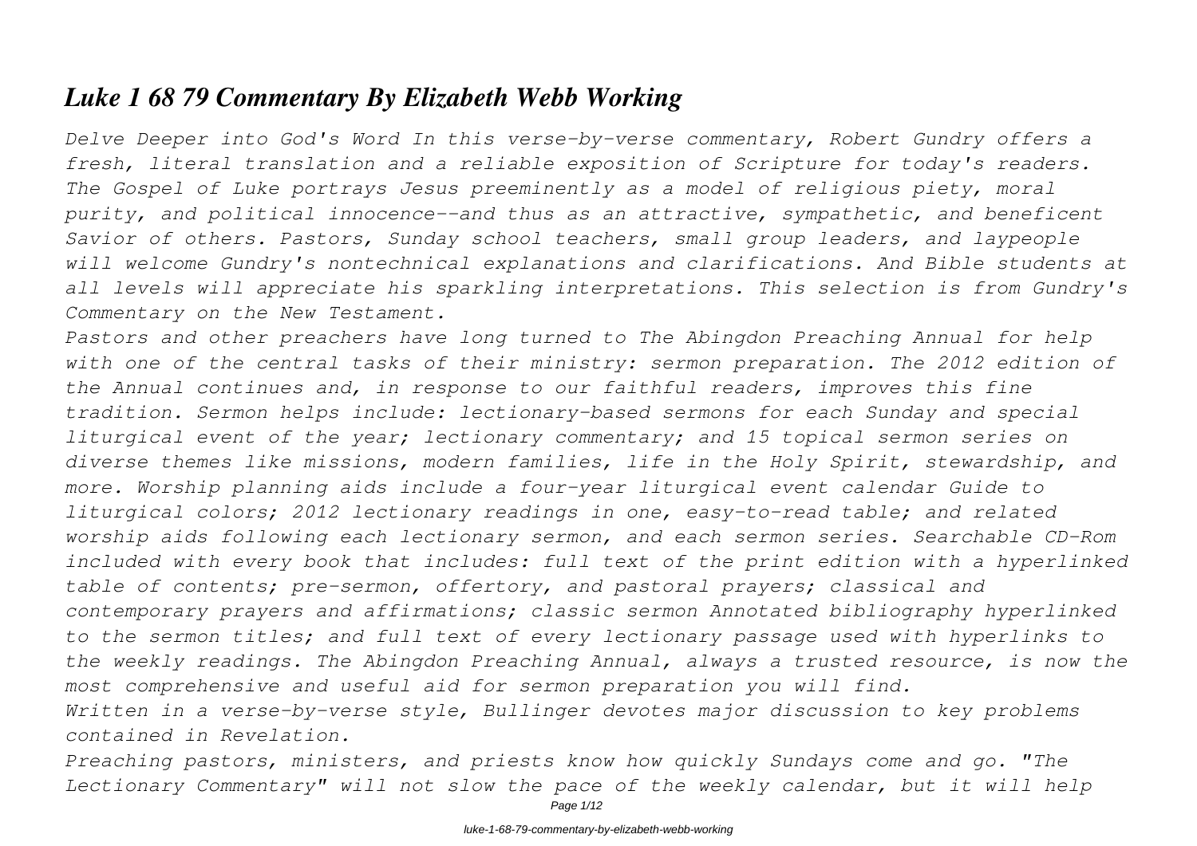# *Luke 1 68 79 Commentary By Elizabeth Webb Working*

*Delve Deeper into God's Word In this verse-by-verse commentary, Robert Gundry offers a fresh, literal translation and a reliable exposition of Scripture for today's readers. The Gospel of Luke portrays Jesus preeminently as a model of religious piety, moral purity, and political innocence--and thus as an attractive, sympathetic, and beneficent Savior of others. Pastors, Sunday school teachers, small group leaders, and laypeople will welcome Gundry's nontechnical explanations and clarifications. And Bible students at all levels will appreciate his sparkling interpretations. This selection is from Gundry's Commentary on the New Testament.*

*Pastors and other preachers have long turned to The Abingdon Preaching Annual for help with one of the central tasks of their ministry: sermon preparation. The 2012 edition of the Annual continues and, in response to our faithful readers, improves this fine tradition. Sermon helps include: lectionary-based sermons for each Sunday and special liturgical event of the year; lectionary commentary; and 15 topical sermon series on diverse themes like missions, modern families, life in the Holy Spirit, stewardship, and more. Worship planning aids include a four-year liturgical event calendar Guide to liturgical colors; 2012 lectionary readings in one, easy-to-read table; and related worship aids following each lectionary sermon, and each sermon series. Searchable CD-Rom included with every book that includes: full text of the print edition with a hyperlinked table of contents; pre-sermon, offertory, and pastoral prayers; classical and contemporary prayers and affirmations; classic sermon Annotated bibliography hyperlinked to the sermon titles; and full text of every lectionary passage used with hyperlinks to the weekly readings. The Abingdon Preaching Annual, always a trusted resource, is now the most comprehensive and useful aid for sermon preparation you will find.*

*Written in a verse-by-verse style, Bullinger devotes major discussion to key problems contained in Revelation.*

*Preaching pastors, ministers, and priests know how quickly Sundays come and go. "The Lectionary Commentary" will not slow the pace of the weekly calendar, but it will help*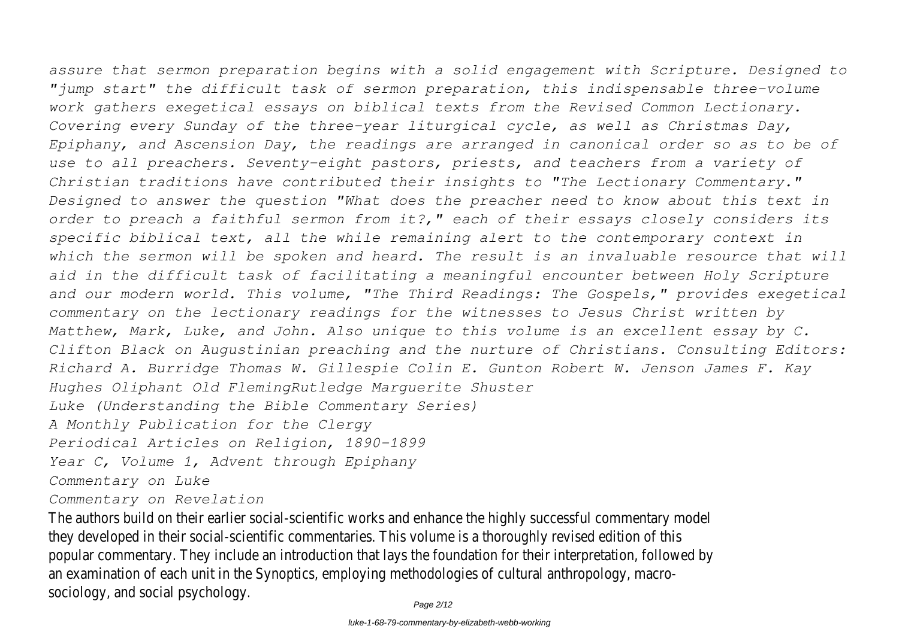*assure that sermon preparation begins with a solid engagement with Scripture. Designed to "jump start" the difficult task of sermon preparation, this indispensable three-volume work gathers exegetical essays on biblical texts from the Revised Common Lectionary. Covering every Sunday of the three-year liturgical cycle, as well as Christmas Day, Epiphany, and Ascension Day, the readings are arranged in canonical order so as to be of use to all preachers. Seventy-eight pastors, priests, and teachers from a variety of Christian traditions have contributed their insights to "The Lectionary Commentary." Designed to answer the question "What does the preacher need to know about this text in order to preach a faithful sermon from it?," each of their essays closely considers its specific biblical text, all the while remaining alert to the contemporary context in which the sermon will be spoken and heard. The result is an invaluable resource that will aid in the difficult task of facilitating a meaningful encounter between Holy Scripture and our modern world. This volume, "The Third Readings: The Gospels," provides exegetical commentary on the lectionary readings for the witnesses to Jesus Christ written by Matthew, Mark, Luke, and John. Also unique to this volume is an excellent essay by C. Clifton Black on Augustinian preaching and the nurture of Christians. Consulting Editors: Richard A. Burridge Thomas W. Gillespie Colin E. Gunton Robert W. Jenson James F. Kay Hughes Oliphant Old FlemingRutledge Marguerite Shuster*

*Luke (Understanding the Bible Commentary Series)*

*A Monthly Publication for the Clergy*

*Periodical Articles on Religion, 1890-1899*

*Year C, Volume 1, Advent through Epiphany*

*Commentary on Luke*

*Commentary on Revelation*

The authors build on their earlier social-scientific works and enhance the highly successful commentary model they developed in their social-scientific commentaries. This volume is a thoroughly revised edition of this popular commentary. They include an introduction that lays the foundation for their interpretation, followed by an examination of each unit in the Synoptics, employing methodologies of cultural anthropology, macro-sociology, and social psychology.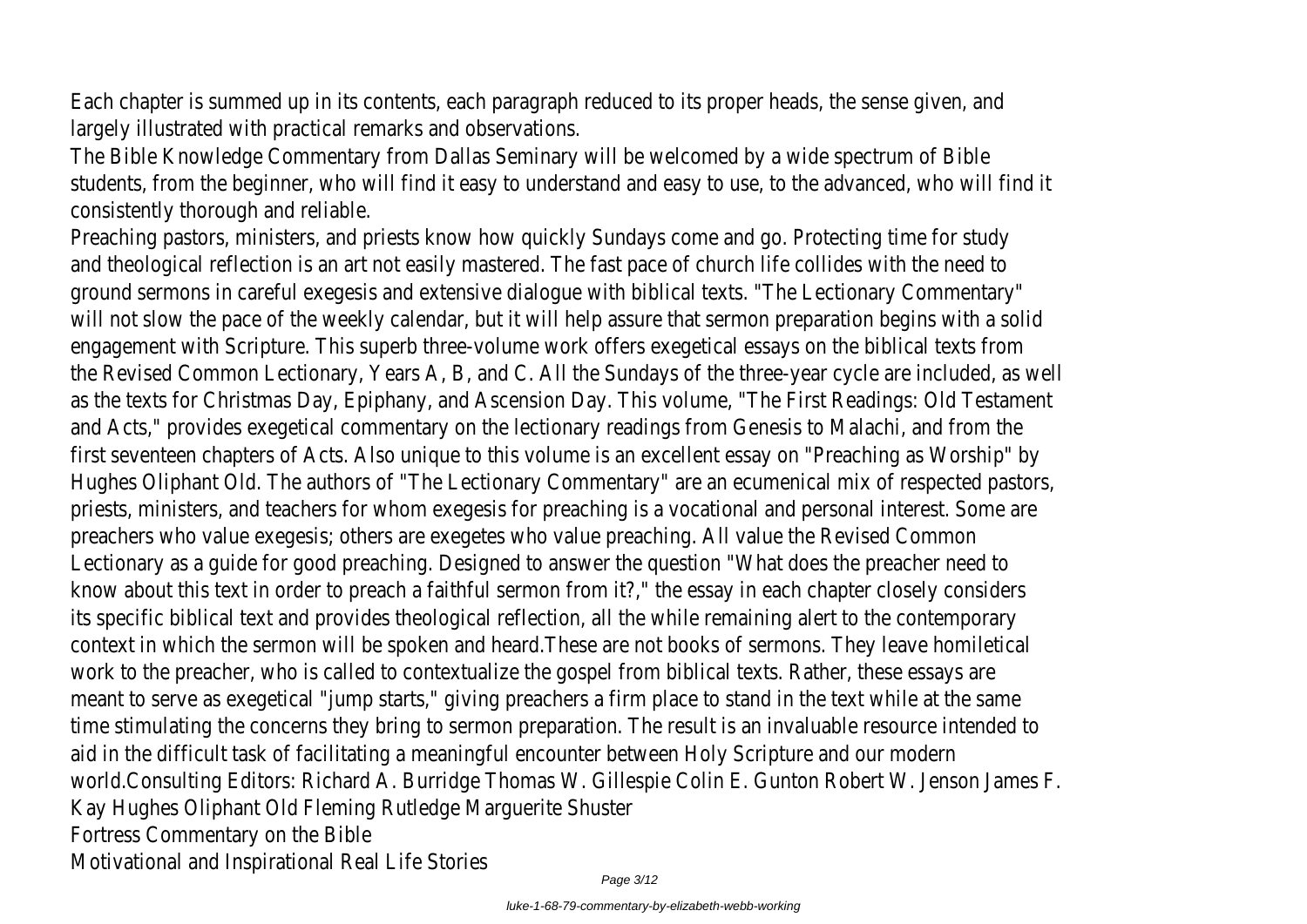Each chapter is summed up in its contents, each paragraph reduced to its proper heads, the sense given, and largely illustrated with practical remarks and observations.

The Bible Knowledge Commentary from Dallas Seminary will be welcomed by a wide spectrum of Bible students, from the beginner, who will find it easy to understand and easy to use, to the advanced, who will find it consistently thorough and reliable.

Preaching pastors, ministers, and priests know how quickly Sundays come and go. Protecting time for study and theological reflection is an art not easily mastered. The fast pace of church life collides with the need to ground sermons in careful exegesis and extensive dialogue with biblical texts. "The Lectionary Commentary" will not slow the pace of the weekly calendar, but it will help assure that sermon preparation begins with a solid engagement with Scripture. This superb three-volume work offers exegetical essays on the biblical texts from the Revised Common Lectionary, Years A, B, and C. All the Sundays of the three-year cycle are included, as well as the texts for Christmas Day, Epiphany, and Ascension Day. This volume, "The First Readings: Old Testament and Acts," provides exegetical commentary on the lectionary readings from Genesis to Malachi, and from the first seventeen chapters of Acts. Also unique to this volume is an excellent essay on "Preaching as Worship" by Hughes Oliphant Old. The authors of "The Lectionary Commentary" are an ecumenical mix of respected pastors, priests, ministers, and teachers for whom exegesis for preaching is a vocational and personal interest. Some are preachers who value exegesis; others are exegetes who value preaching. All value the Revised Common Lectionary as a guide for good preaching. Designed to answer the question "What does the preacher need to know about this text in order to preach a faithful sermon from it?," the essay in each chapter closely considers its specific biblical text and provides theological reflection, all the while remaining alert to the contemporary context in which the sermon will be spoken and heard.These are not books of sermons. They leave homiletical work to the preacher, who is called to contextualize the gospel from biblical texts. Rather, these essays are meant to serve as exegetical "jump starts," giving preachers a firm place to stand in the text while at the same time stimulating the concerns they bring to sermon preparation. The result is an invaluable resource intended to aid in the difficult task of facilitating a meaningful encounter between Holy Scripture and our modern world.Consulting Editors: Richard A. Burridge Thomas W. Gillespie Colin E. Gunton Robert W. Jenson James F. Kay Hughes Oliphant Old Fleming Rutledge Marguerite Shuster

Fortress Commentary on the Bible

Motivational and Inspirational Real Life Stories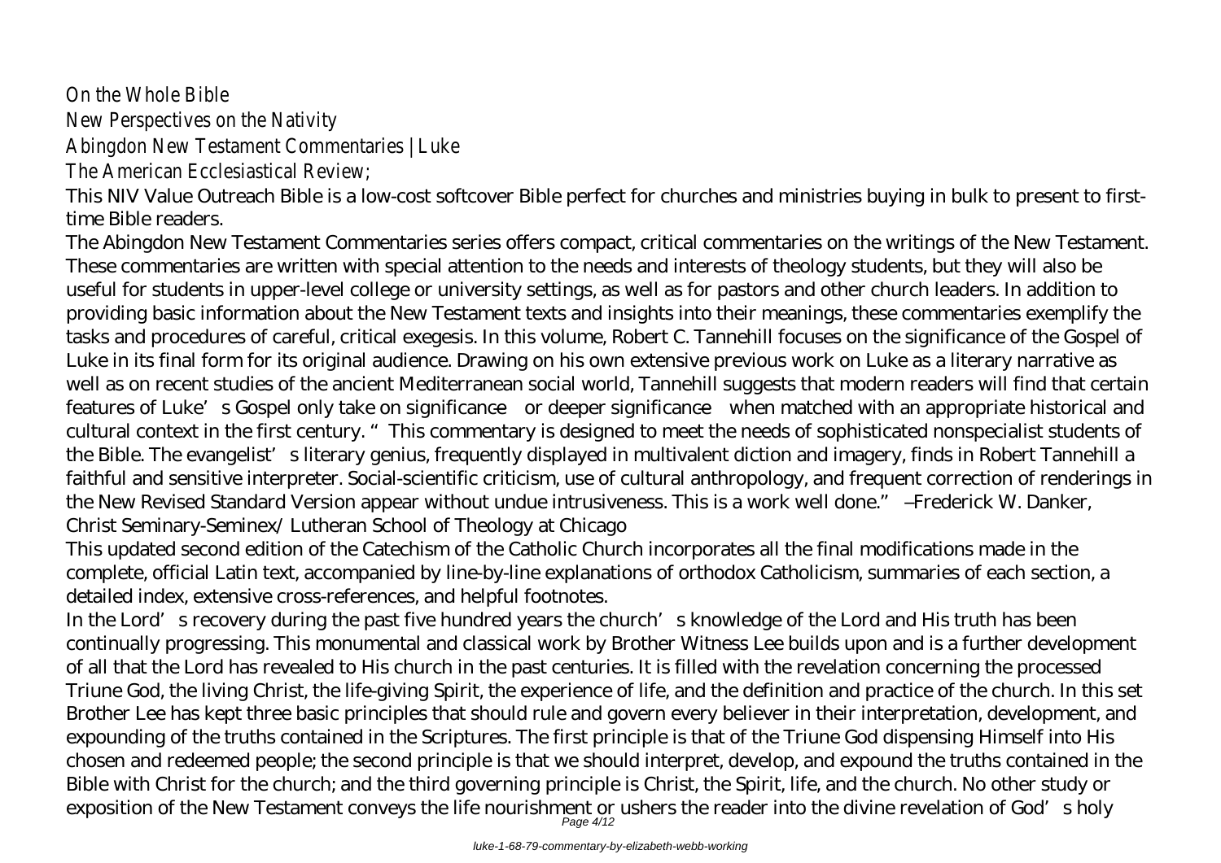On the Whole Bible
New Perspectives on the Nativity
Abingdon New Testament Commentaries | Luke
The American Ecclesiastical Review;

This NIV Value Outreach Bible is a low-cost softcover Bible perfect for churches and ministries buying in bulk to present to first-time Bible readers.

The Abingdon New Testament Commentaries series offers compact, critical commentaries on the writings of the New Testament. These commentaries are written with special attention to the needs and interests of theology students, but they will also be useful for students in upper-level college or university settings, as well as for pastors and other church leaders. In addition to providing basic information about the New Testament texts and insights into their meanings, these commentaries exemplify the tasks and procedures of careful, critical exegesis. In this volume, Robert C. Tannehill focuses on the significance of the Gospel of Luke in its final form for its original audience. Drawing on his own extensive previous work on Luke as a literary narrative as well as on recent studies of the ancient Mediterranean social world, Tannehill suggests that modern readers will find that certain features of Luke's Gospel only take on significance—or deeper significance—when matched with an appropriate historical and cultural context in the first century. "This commentary is designed to meet the needs of sophisticated nonspecialist students of the Bible. The evangelist's literary genius, frequently displayed in multivalent diction and imagery, finds in Robert Tannehill a faithful and sensitive interpreter. Social-scientific criticism, use of cultural anthropology, and frequent correction of renderings in the New Revised Standard Version appear without undue intrusiveness. This is a work well done." —Frederick W. Danker, Christ Seminary-Seminex/ Lutheran School of Theology at Chicago

This updated second edition of the Catechism of the Catholic Church incorporates all the final modifications made in the complete, official Latin text, accompanied by line-by-line explanations of orthodox Catholicism, summaries of each section, a detailed index, extensive cross-references, and helpful footnotes.

In the Lord's recovery during the past five hundred years the church's knowledge of the Lord and His truth has been continually progressing. This monumental and classical work by Brother Witness Lee builds upon and is a further development of all that the Lord has revealed to His church in the past centuries. It is filled with the revelation concerning the processed Triune God, the living Christ, the life-giving Spirit, the experience of life, and the definition and practice of the church. In this set Brother Lee has kept three basic principles that should rule and govern every believer in their interpretation, development, and expounding of the truths contained in the Scriptures. The first principle is that of the Triune God dispensing Himself into His chosen and redeemed people; the second principle is that we should interpret, develop, and expound the truths contained in the Bible with Christ for the church; and the third governing principle is Christ, the Spirit, life, and the church. No other study or exposition of the New Testament conveys the life nourishment or ushers the reader into the divine revelation of God's holy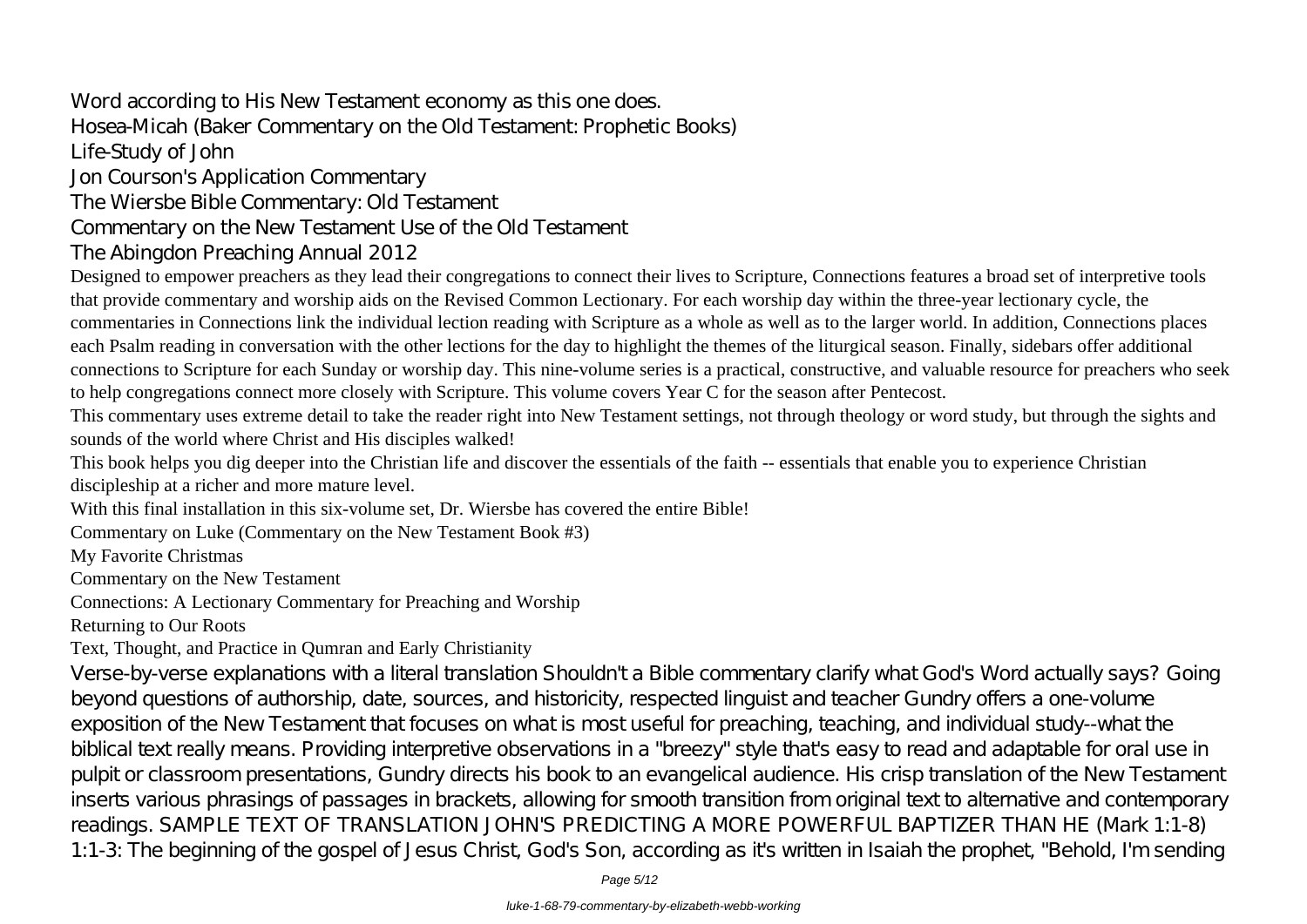Word according to His New Testament economy as this one does.

Hosea-Micah (Baker Commentary on the Old Testament: Prophetic Books)

Life-Study of John

Jon Courson's Application Commentary

The Wiersbe Bible Commentary: Old Testament

Commentary on the New Testament Use of the Old Testament

The Abingdon Preaching Annual 2012

Designed to empower preachers as they lead their congregations to connect their lives to Scripture, Connections features a broad set of interpretive tools that provide commentary and worship aids on the Revised Common Lectionary. For each worship day within the three-year lectionary cycle, the commentaries in Connections link the individual lection reading with Scripture as a whole as well as to the larger world. In addition, Connections places each Psalm reading in conversation with the other lections for the day to highlight the themes of the liturgical season. Finally, sidebars offer additional connections to Scripture for each Sunday or worship day. This nine-volume series is a practical, constructive, and valuable resource for preachers who seek to help congregations connect more closely with Scripture. This volume covers Year C for the season after Pentecost.

This commentary uses extreme detail to take the reader right into New Testament settings, not through theology or word study, but through the sights and sounds of the world where Christ and His disciples walked!

This book helps you dig deeper into the Christian life and discover the essentials of the faith -- essentials that enable you to experience Christian discipleship at a richer and more mature level.

With this final installation in this six-volume set, Dr. Wiersbe has covered the entire Bible!

Commentary on Luke (Commentary on the New Testament Book #3)

My Favorite Christmas

Commentary on the New Testament

Connections: A Lectionary Commentary for Preaching and Worship

Returning to Our Roots

Text, Thought, and Practice in Qumran and Early Christianity

Verse-by-verse explanations with a literal translation Shouldn't a Bible commentary clarify what God's Word actually says? Going beyond questions of authorship, date, sources, and historicity, respected linguist and teacher Gundry offers a one-volume exposition of the New Testament that focuses on what is most useful for preaching, teaching, and individual study--what the biblical text really means. Providing interpretive observations in a "breezy" style that's easy to read and adaptable for oral use in pulpit or classroom presentations, Gundry directs his book to an evangelical audience. His crisp translation of the New Testament inserts various phrasings of passages in brackets, allowing for smooth transition from original text to alternative and contemporary readings. SAMPLE TEXT OF TRANSLATION JOHN'S PREDICTING A MORE POWERFUL BAPTIZER THAN HE (Mark 1:1-8) 1:1-3: The beginning of the gospel of Jesus Christ, God's Son, according as it's written in Isaiah the prophet, "Behold, I'm sending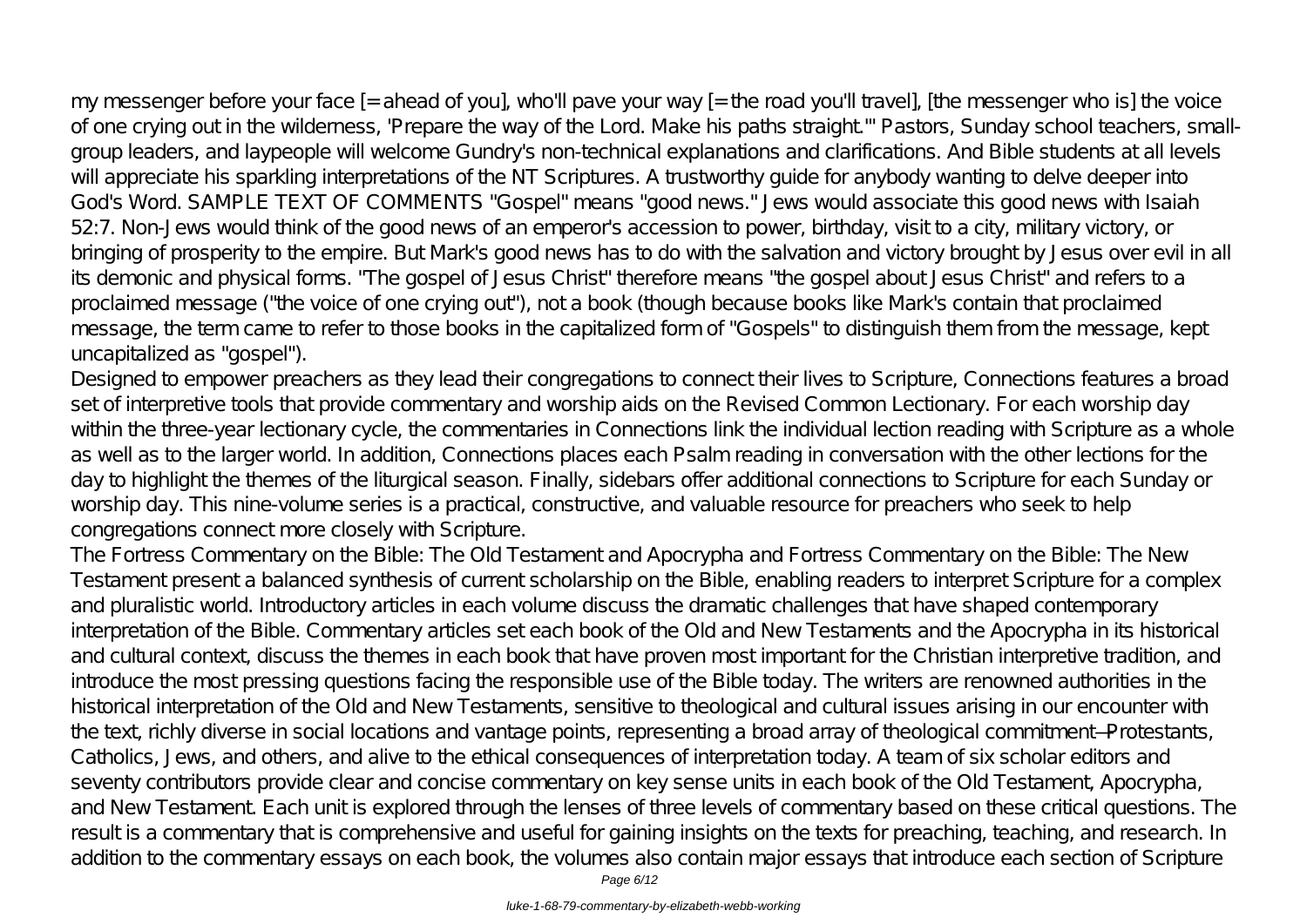my messenger before your face [= ahead of you], who'll pave your way [= the road you'll travel], [the messenger who is] the voice of one crying out in the wilderness, 'Prepare the way of the Lord. Make his paths straight.'" Pastors, Sunday school teachers, small-group leaders, and laypeople will welcome Gundry's non-technical explanations and clarifications. And Bible students at all levels will appreciate his sparkling interpretations of the NT Scriptures. A trustworthy guide for anybody wanting to delve deeper into God's Word. SAMPLE TEXT OF COMMENTS "Gospel" means "good news." Jews would associate this good news with Isaiah 52:7. Non-Jews would think of the good news of an emperor's accession to power, birthday, visit to a city, military victory, or bringing of prosperity to the empire. But Mark's good news has to do with the salvation and victory brought by Jesus over evil in all its demonic and physical forms. "The gospel of Jesus Christ" therefore means "the gospel about Jesus Christ" and refers to a proclaimed message ("the voice of one crying out"), not a book (though because books like Mark's contain that proclaimed message, the term came to refer to those books in the capitalized form of "Gospels" to distinguish them from the message, kept uncapitalized as "gospel").

Designed to empower preachers as they lead their congregations to connect their lives to Scripture, Connections features a broad set of interpretive tools that provide commentary and worship aids on the Revised Common Lectionary. For each worship day within the three-year lectionary cycle, the commentaries in Connections link the individual lection reading with Scripture as a whole as well as to the larger world. In addition, Connections places each Psalm reading in conversation with the other lections for the day to highlight the themes of the liturgical season. Finally, sidebars offer additional connections to Scripture for each Sunday or worship day. This nine-volume series is a practical, constructive, and valuable resource for preachers who seek to help congregations connect more closely with Scripture.

The Fortress Commentary on the Bible: The Old Testament and Apocrypha and Fortress Commentary on the Bible: The New Testament present a balanced synthesis of current scholarship on the Bible, enabling readers to interpret Scripture for a complex and pluralistic world. Introductory articles in each volume discuss the dramatic challenges that have shaped contemporary interpretation of the Bible. Commentary articles set each book of the Old and New Testaments and the Apocrypha in its historical and cultural context, discuss the themes in each book that have proven most important for the Christian interpretive tradition, and introduce the most pressing questions facing the responsible use of the Bible today. The writers are renowned authorities in the historical interpretation of the Old and New Testaments, sensitive to theological and cultural issues arising in our encounter with the text, richly diverse in social locations and vantage points, representing a broad array of theological commitment—Protestants, Catholics, Jews, and others, and alive to the ethical consequences of interpretation today. A team of six scholar editors and seventy contributors provide clear and concise commentary on key sense units in each book of the Old Testament, Apocrypha, and New Testament. Each unit is explored through the lenses of three levels of commentary based on these critical questions. The result is a commentary that is comprehensive and useful for gaining insights on the texts for preaching, teaching, and research. In addition to the commentary essays on each book, the volumes also contain major essays that introduce each section of Scripture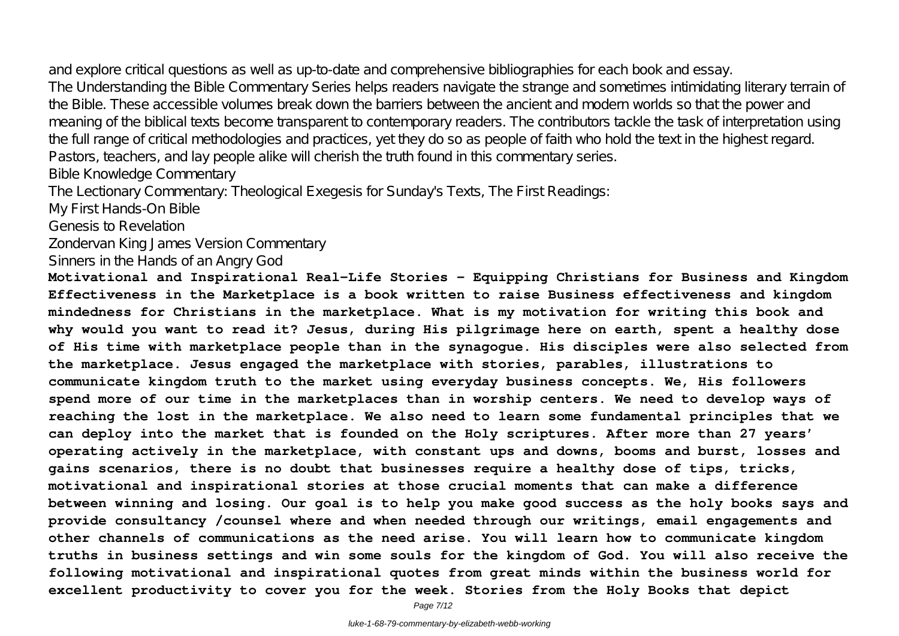and explore critical questions as well as up-to-date and comprehensive bibliographies for each book and essay.
The Understanding the Bible Commentary Series helps readers navigate the strange and sometimes intimidating literary terrain of the Bible. These accessible volumes break down the barriers between the ancient and modern worlds so that the power and meaning of the biblical texts become transparent to contemporary readers. The contributors tackle the task of interpretation using the full range of critical methodologies and practices, yet they do so as people of faith who hold the text in the highest regard. Pastors, teachers, and lay people alike will cherish the truth found in this commentary series.

Bible Knowledge Commentary

The Lectionary Commentary: Theological Exegesis for Sunday's Texts, The First Readings:

My First Hands-On Bible

Genesis to Revelation

Zondervan King James Version Commentary

Sinners in the Hands of an Angry God

**Motivational and Inspirational Real-Life Stories - Equipping Christians for Business and Kingdom Effectiveness in the Marketplace is a book written to raise Business effectiveness and kingdom mindedness for Christians in the marketplace. What is my motivation for writing this book and why would you want to read it? Jesus, during His pilgrimage here on earth, spent a healthy dose of His time with marketplace people than in the synagogue. His disciples were also selected from the marketplace. Jesus engaged the marketplace with stories, parables, illustrations to communicate kingdom truth to the market using everyday business concepts. We, His followers spend more of our time in the marketplaces than in worship centers. We need to develop ways of reaching the lost in the marketplace. We also need to learn some fundamental principles that we can deploy into the market that is founded on the Holy scriptures. After more than 27 years' operating actively in the marketplace, with constant ups and downs, booms and burst, losses and gains scenarios, there is no doubt that businesses require a healthy dose of tips, tricks, motivational and inspirational stories at those crucial moments that can make a difference between winning and losing. Our goal is to help you make good success as the holy books says and provide consultancy /counsel where and when needed through our writings, email engagements and other channels of communications as the need arise. You will learn how to communicate kingdom truths in business settings and win some souls for the kingdom of God. You will also receive the following motivational and inspirational quotes from great minds within the business world for excellent productivity to cover you for the week. Stories from the Holy Books that depict**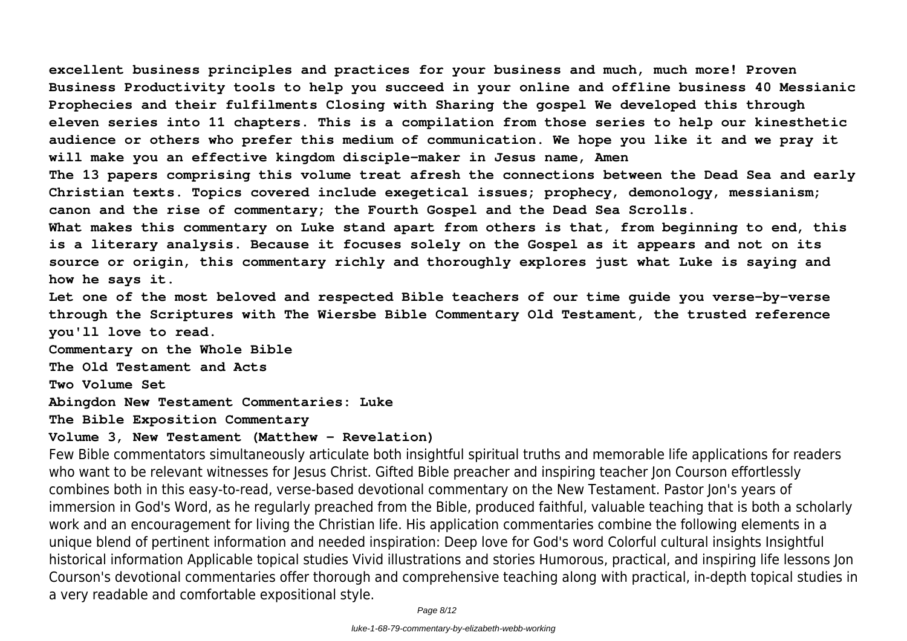**excellent business principles and practices for your business and much, much more! Proven Business Productivity tools to help you succeed in your online and offline business 40 Messianic Prophecies and their fulfilments Closing with Sharing the gospel We developed this through eleven series into 11 chapters. This is a compilation from those series to help our kinesthetic audience or others who prefer this medium of communication. We hope you like it and we pray it will make you an effective kingdom disciple-maker in Jesus name, Amen**

**The 13 papers comprising this volume treat afresh the connections between the Dead Sea and early Christian texts. Topics covered include exegetical issues; prophecy, demonology, messianism; canon and the rise of commentary; the Fourth Gospel and the Dead Sea Scrolls.**

**What makes this commentary on Luke stand apart from others is that, from beginning to end, this is a literary analysis. Because it focuses solely on the Gospel as it appears and not on its source or origin, this commentary richly and thoroughly explores just what Luke is saying and how he says it.**

**Let one of the most beloved and respected Bible teachers of our time guide you verse-by-verse through the Scriptures with The Wiersbe Bible Commentary Old Testament, the trusted reference you'll love to read.**

**Commentary on the Whole Bible**

**The Old Testament and Acts**

**Two Volume Set**

**Abingdon New Testament Commentaries: Luke**

**The Bible Exposition Commentary**

**Volume 3, New Testament (Matthew - Revelation)**

Few Bible commentators simultaneously articulate both insightful spiritual truths and memorable life applications for readers who want to be relevant witnesses for Jesus Christ. Gifted Bible preacher and inspiring teacher Jon Courson effortlessly combines both in this easy-to-read, verse-based devotional commentary on the New Testament. Pastor Jon's years of immersion in God's Word, as he regularly preached from the Bible, produced faithful, valuable teaching that is both a scholarly work and an encouragement for living the Christian life. His application commentaries combine the following elements in a unique blend of pertinent information and needed inspiration: Deep love for God's word Colorful cultural insights Insightful historical information Applicable topical studies Vivid illustrations and stories Humorous, practical, and inspiring life lessons Jon Courson's devotional commentaries offer thorough and comprehensive teaching along with practical, in-depth topical studies in a very readable and comfortable expositional style.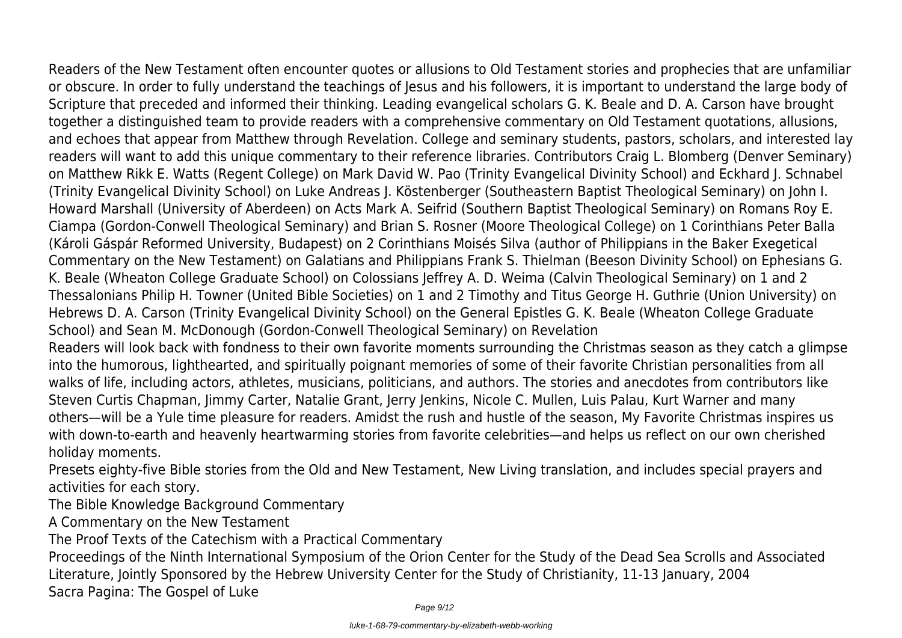Readers of the New Testament often encounter quotes or allusions to Old Testament stories and prophecies that are unfamiliar or obscure. In order to fully understand the teachings of Jesus and his followers, it is important to understand the large body of Scripture that preceded and informed their thinking. Leading evangelical scholars G. K. Beale and D. A. Carson have brought together a distinguished team to provide readers with a comprehensive commentary on Old Testament quotations, allusions, and echoes that appear from Matthew through Revelation. College and seminary students, pastors, scholars, and interested lay readers will want to add this unique commentary to their reference libraries. Contributors Craig L. Blomberg (Denver Seminary) on Matthew Rikk E. Watts (Regent College) on Mark David W. Pao (Trinity Evangelical Divinity School) and Eckhard J. Schnabel (Trinity Evangelical Divinity School) on Luke Andreas J. Köstenberger (Southeastern Baptist Theological Seminary) on John I. Howard Marshall (University of Aberdeen) on Acts Mark A. Seifrid (Southern Baptist Theological Seminary) on Romans Roy E. Ciampa (Gordon-Conwell Theological Seminary) and Brian S. Rosner (Moore Theological College) on 1 Corinthians Peter Balla (Károli Gáspár Reformed University, Budapest) on 2 Corinthians Moisés Silva (author of Philippians in the Baker Exegetical Commentary on the New Testament) on Galatians and Philippians Frank S. Thielman (Beeson Divinity School) on Ephesians G. K. Beale (Wheaton College Graduate School) on Colossians Jeffrey A. D. Weima (Calvin Theological Seminary) on 1 and 2 Thessalonians Philip H. Towner (United Bible Societies) on 1 and 2 Timothy and Titus George H. Guthrie (Union University) on Hebrews D. A. Carson (Trinity Evangelical Divinity School) on the General Epistles G. K. Beale (Wheaton College Graduate School) and Sean M. McDonough (Gordon-Conwell Theological Seminary) on Revelation

Readers will look back with fondness to their own favorite moments surrounding the Christmas season as they catch a glimpse into the humorous, lighthearted, and spiritually poignant memories of some of their favorite Christian personalities from all walks of life, including actors, athletes, musicians, politicians, and authors. The stories and anecdotes from contributors like Steven Curtis Chapman, Jimmy Carter, Natalie Grant, Jerry Jenkins, Nicole C. Mullen, Luis Palau, Kurt Warner and many others—will be a Yule time pleasure for readers. Amidst the rush and hustle of the season, My Favorite Christmas inspires us with down-to-earth and heavenly heartwarming stories from favorite celebrities—and helps us reflect on our own cherished holiday moments.

Presets eighty-five Bible stories from the Old and New Testament, New Living translation, and includes special prayers and activities for each story.

The Bible Knowledge Background Commentary

A Commentary on the New Testament

The Proof Texts of the Catechism with a Practical Commentary

Proceedings of the Ninth International Symposium of the Orion Center for the Study of the Dead Sea Scrolls and Associated Literature, Jointly Sponsored by the Hebrew University Center for the Study of Christianity, 11-13 January, 2004

Sacra Pagina: The Gospel of Luke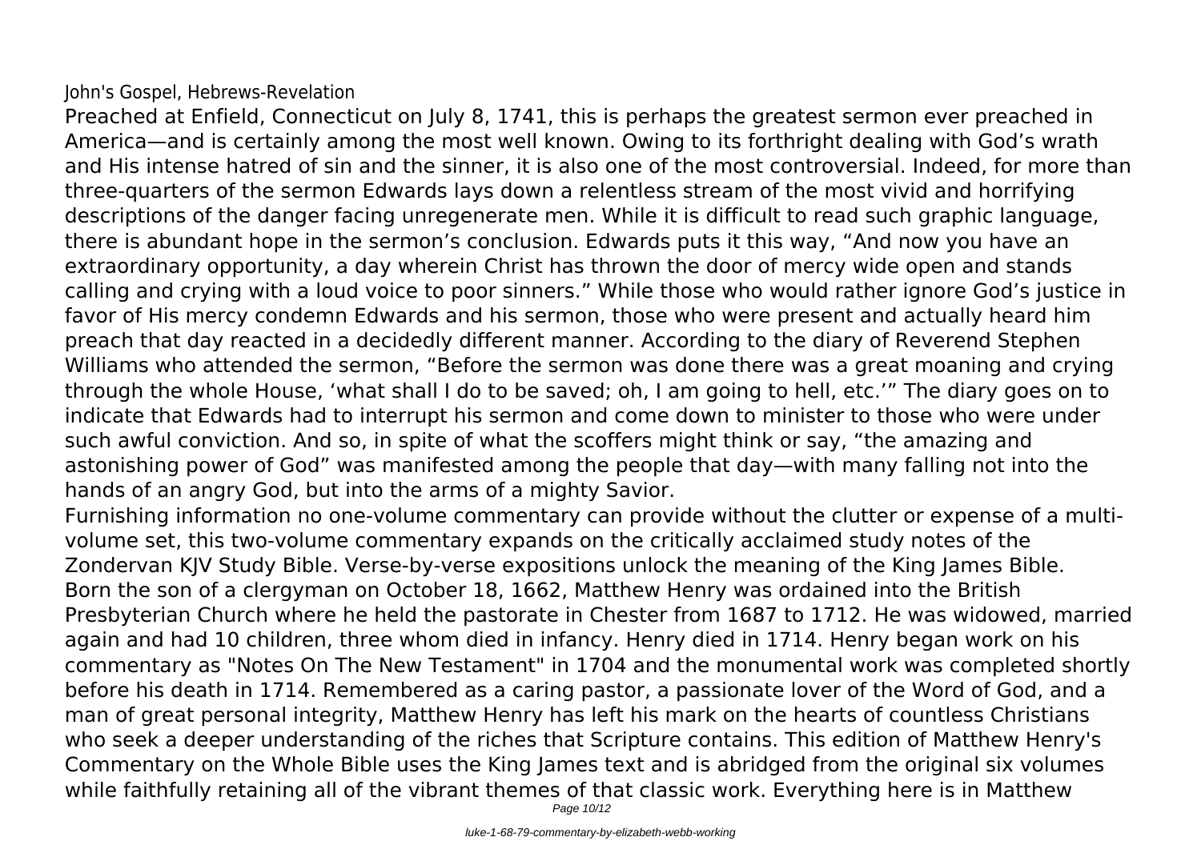John's Gospel, Hebrews-Revelation

Preached at Enfield, Connecticut on July 8, 1741, this is perhaps the greatest sermon ever preached in America—and is certainly among the most well known. Owing to its forthright dealing with God's wrath and His intense hatred of sin and the sinner, it is also one of the most controversial. Indeed, for more than three-quarters of the sermon Edwards lays down a relentless stream of the most vivid and horrifying descriptions of the danger facing unregenerate men. While it is difficult to read such graphic language, there is abundant hope in the sermon's conclusion. Edwards puts it this way, "And now you have an extraordinary opportunity, a day wherein Christ has thrown the door of mercy wide open and stands calling and crying with a loud voice to poor sinners." While those who would rather ignore God's justice in favor of His mercy condemn Edwards and his sermon, those who were present and actually heard him preach that day reacted in a decidedly different manner. According to the diary of Reverend Stephen Williams who attended the sermon, "Before the sermon was done there was a great moaning and crying through the whole House, 'what shall I do to be saved; oh, I am going to hell, etc.'" The diary goes on to indicate that Edwards had to interrupt his sermon and come down to minister to those who were under such awful conviction. And so, in spite of what the scoffers might think or say, "the amazing and astonishing power of God" was manifested among the people that day—with many falling not into the hands of an angry God, but into the arms of a mighty Savior.

Furnishing information no one-volume commentary can provide without the clutter or expense of a multi-volume set, this two-volume commentary expands on the critically acclaimed study notes of the Zondervan KJV Study Bible. Verse-by-verse expositions unlock the meaning of the King James Bible.

Born the son of a clergyman on October 18, 1662, Matthew Henry was ordained into the British Presbyterian Church where he held the pastorate in Chester from 1687 to 1712. He was widowed, married again and had 10 children, three whom died in infancy. Henry died in 1714. Henry began work on his commentary as "Notes On The New Testament" in 1704 and the monumental work was completed shortly before his death in 1714. Remembered as a caring pastor, a passionate lover of the Word of God, and a man of great personal integrity, Matthew Henry has left his mark on the hearts of countless Christians who seek a deeper understanding of the riches that Scripture contains. This edition of Matthew Henry's Commentary on the Whole Bible uses the King James text and is abridged from the original six volumes while faithfully retaining all of the vibrant themes of that classic work. Everything here is in Matthew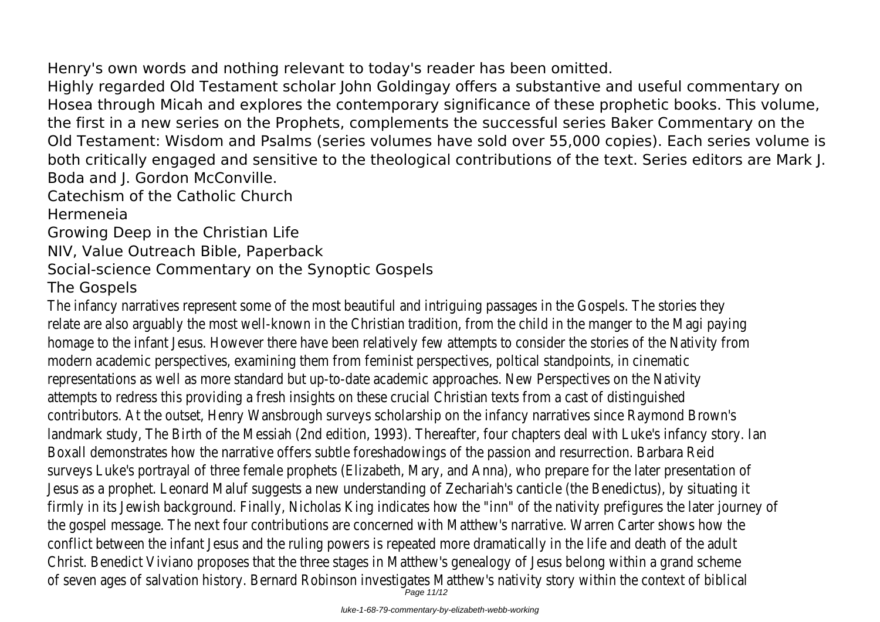Henry's own words and nothing relevant to today's reader has been omitted.

Highly regarded Old Testament scholar John Goldingay offers a substantive and useful commentary on Hosea through Micah and explores the contemporary significance of these prophetic books. This volume, the first in a new series on the Prophets, complements the successful series Baker Commentary on the Old Testament: Wisdom and Psalms (series volumes have sold over 55,000 copies). Each series volume is both critically engaged and sensitive to the theological contributions of the text. Series editors are Mark J. Boda and J. Gordon McConville.

Catechism of the Catholic Church

Hermeneia

Growing Deep in the Christian Life

NIV, Value Outreach Bible, Paperback

Social-science Commentary on the Synoptic Gospels

The Gospels

The infancy narratives represent some of the most beautiful and intriguing passages in the Gospels. The stories they relate are also arguably the most well-known in the Christian tradition, from the child in the manger to the Magi paying homage to the infant Jesus. However there have been relatively few attempts to consider the stories of the Nativity from modern academic perspectives, examining them from feminist perspectives, poltical standpoints, in cinematic representations as well as more standard but up-to-date academic approaches. New Perspectives on the Nativity attempts to redress this providing a fresh insights on these crucial Christian texts from a cast of distinguished contributors. At the outset, Henry Wansbrough surveys scholarship on the infancy narratives since Raymond Brown's landmark study, The Birth of the Messiah (2nd edition, 1993). Thereafter, four chapters deal with Luke's infancy story. Ian Boxall demonstrates how the narrative offers subtle foreshadowings of the passion and resurrection. Barbara Reid surveys Luke's portrayal of three female prophets (Elizabeth, Mary, and Anna), who prepare for the later presentation of Jesus as a prophet. Leonard Maluf suggests a new understanding of Zechariah's canticle (the Benedictus), by situating it firmly in its Jewish background. Finally, Nicholas King indicates how the "inn" of the nativity prefigures the later journey of the gospel message. The next four contributions are concerned with Matthew's narrative. Warren Carter shows how the conflict between the infant Jesus and the ruling powers is repeated more dramatically in the life and death of the adult Christ. Benedict Viviano proposes that the three stages in Matthew's genealogy of Jesus belong within a grand scheme of seven ages of salvation history. Bernard Robinson investigates Matthew's nativity story within the context of biblical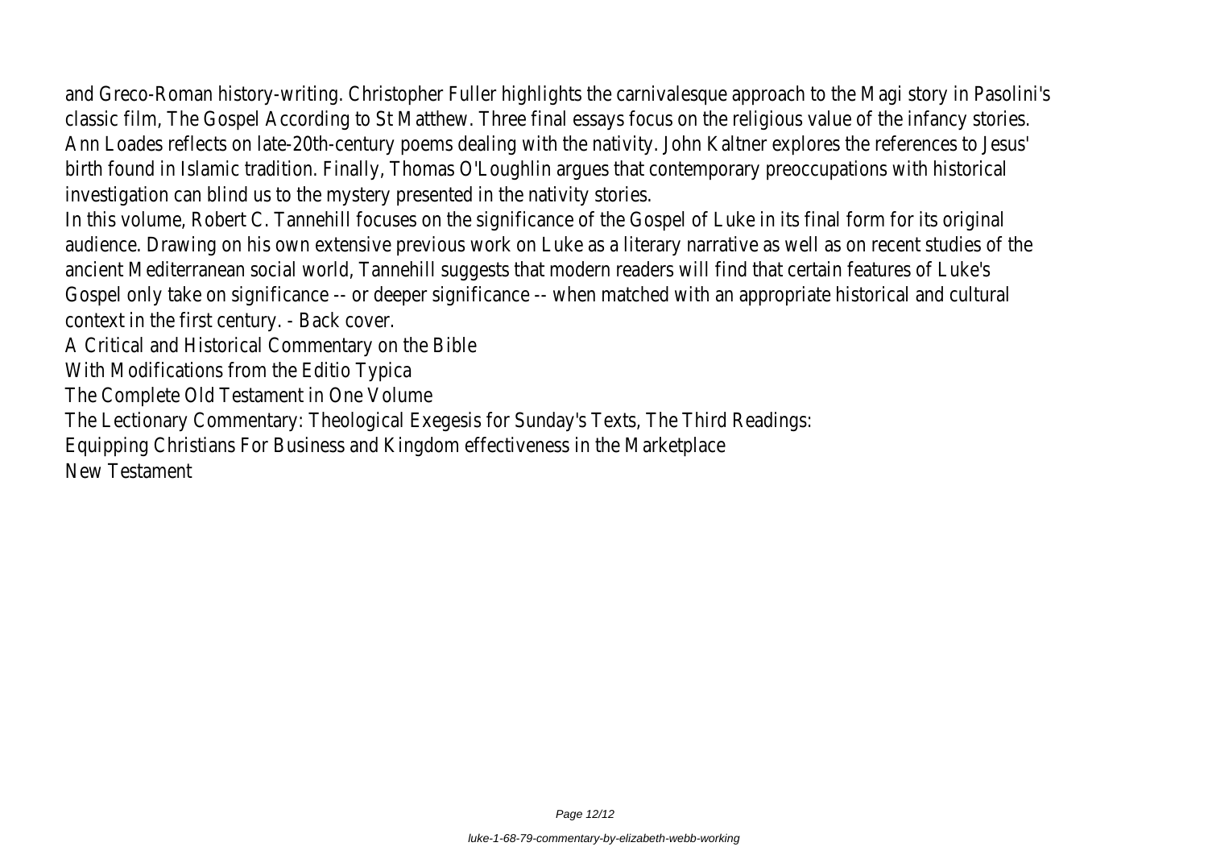and Greco-Roman history-writing. Christopher Fuller highlights the carnivalesque approach to the Magi story in Pasolini's classic film, The Gospel According to St Matthew. Three final essays focus on the religious value of the infancy stories. Ann Loades reflects on late-20th-century poems dealing with the nativity. John Kaltner explores the references to Jesus' birth found in Islamic tradition. Finally, Thomas O'Loughlin argues that contemporary preoccupations with historical investigation can blind us to the mystery presented in the nativity stories.

In this volume, Robert C. Tannehill focuses on the significance of the Gospel of Luke in its final form for its original audience. Drawing on his own extensive previous work on Luke as a literary narrative as well as on recent studies of the ancient Mediterranean social world, Tannehill suggests that modern readers will find that certain features of Luke's Gospel only take on significance -- or deeper significance -- when matched with an appropriate historical and cultural context in the first century. - Back cover.

A Critical and Historical Commentary on the Bible

With Modifications from the Editio Typica

The Complete Old Testament in One Volume

The Lectionary Commentary: Theological Exegesis for Sunday's Texts, The Third Readings:

Equipping Christians For Business and Kingdom effectiveness in the Marketplace

New Testament